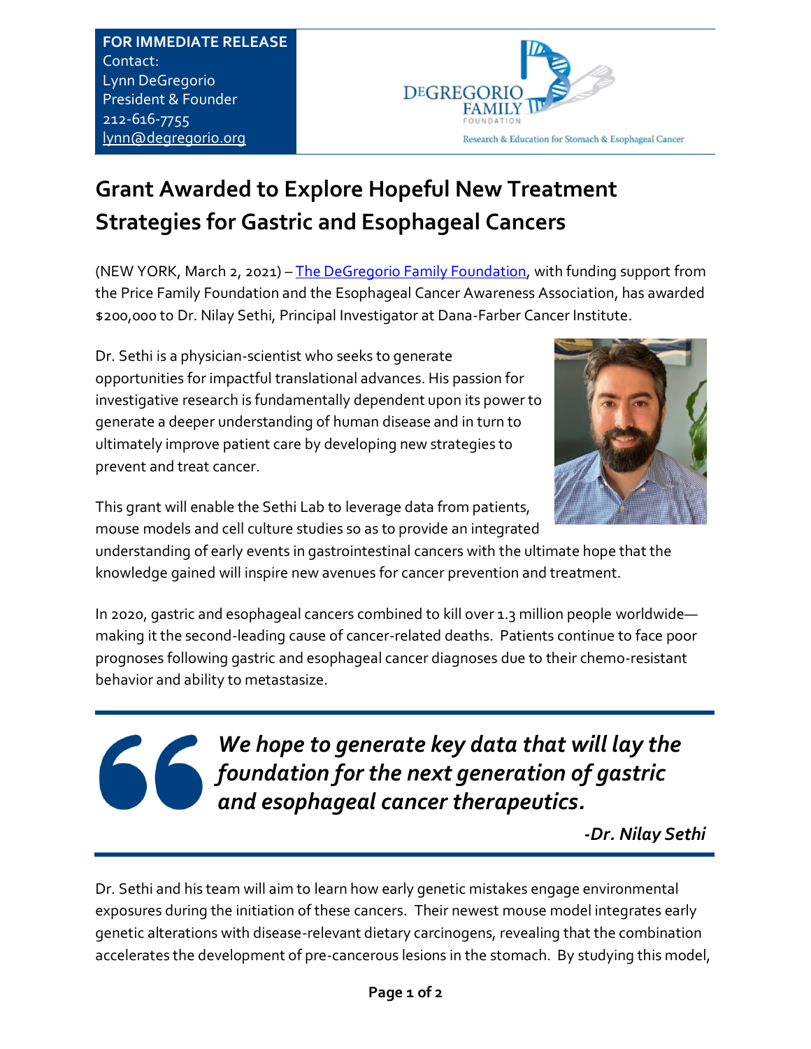**FOR IMMEDIATE RELEASE**
Contact:
Lynn DeGregorio
President & Founder
212-616-7755
lynn@degregorio.org

DEGREGORIO FAMILY FOUNDATION
Research & Education for Stomach & Esophageal Cancer

# Grant Awarded to Explore Hopeful New Treatment Strategies for Gastric and Esophageal Cancers

(NEW YORK, March 2, 2021) – The DeGregorio Family Foundation, with funding support from the Price Family Foundation and the Esophageal Cancer Awareness Association, has awarded $200,000 to Dr. Nilay Sethi, Principal Investigator at Dana-Farber Cancer Institute.

Dr. Sethi is a physician-scientist who seeks to generate opportunities for impactful translational advances. His passion for investigative research is fundamentally dependent upon its power to generate a deeper understanding of human disease and in turn to ultimately improve patient care by developing new strategies to prevent and treat cancer.

This grant will enable the Sethi Lab to leverage data from patients, mouse models and cell culture studies so as to provide an integrated understanding of early events in gastrointestinal cancers with the ultimate hope that the knowledge gained will inspire new avenues for cancer prevention and treatment.

In 2020, gastric and esophageal cancers combined to kill over 1.3 million people worldwide—making it the second-leading cause of cancer-related deaths. Patients continue to face poor prognoses following gastric and esophageal cancer diagnoses due to their chemo-resistant behavior and ability to metastasize.

> ***We hope to generate key data that will lay the foundation for the next generation of gastric and esophageal cancer therapeutics.***
>
> ***-Dr. Nilay Sethi***

Dr. Sethi and his team will aim to learn how early genetic mistakes engage environmental exposures during the initiation of these cancers. Their newest mouse model integrates early genetic alterations with disease-relevant dietary carcinogens, revealing that the combination accelerates the development of pre-cancerous lesions in the stomach. By studying this model,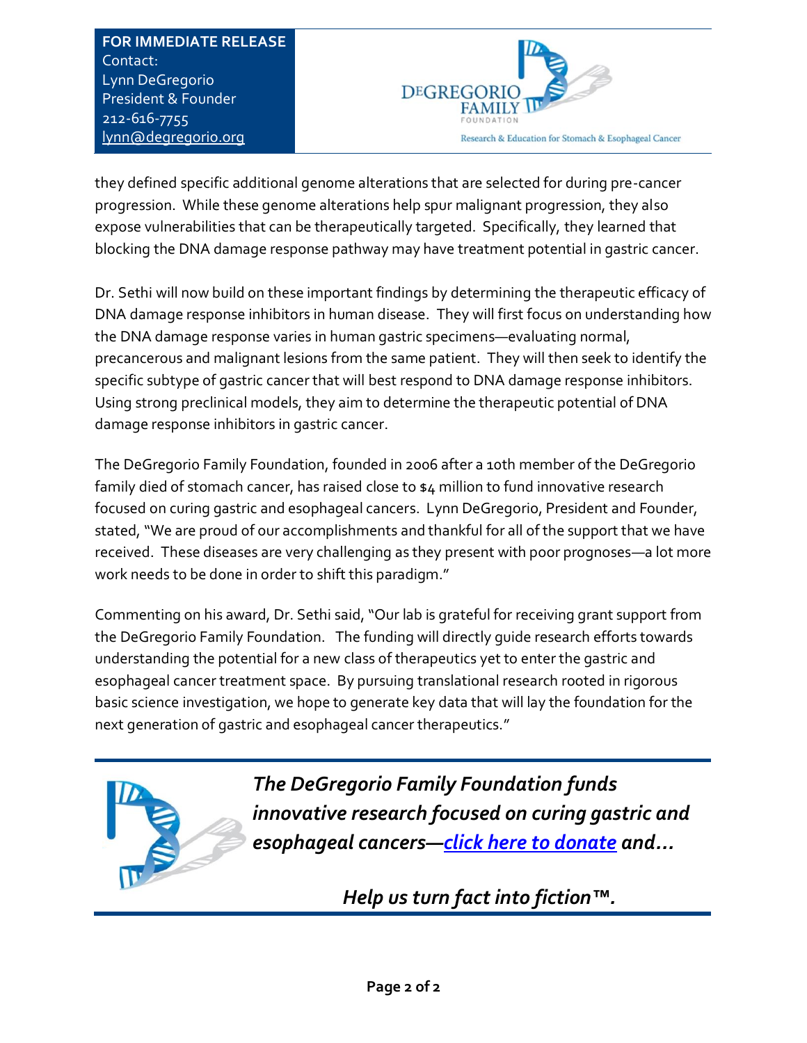they defined specific additional genome alterations that are selected for during pre-cancer progression. While these genome alterations help spur malignant progression, they also expose vulnerabilities that can be therapeutically targeted. Specifically, they learned that blocking the DNA damage response pathway may have treatment potential in gastric cancer.

Dr. Sethi will now build on these important findings by determining the therapeutic efficacy of DNA damage response inhibitors in human disease. They will first focus on understanding how the DNA damage response varies in human gastric specimens—evaluating normal, precancerous and malignant lesions from the same patient. They will then seek to identify the specific subtype of gastric cancer that will best respond to DNA damage response inhibitors. Using strong preclinical models, they aim to determine the therapeutic potential of DNA damage response inhibitors in gastric cancer.

The DeGregorio Family Foundation, founded in 2006 after a 10th member of the DeGregorio family died of stomach cancer, has raised close to $4 million to fund innovative research focused on curing gastric and esophageal cancers. Lynn DeGregorio, President and Founder, stated, "We are proud of our accomplishments and thankful for all of the support that we have received. These diseases are very challenging as they present with poor prognoses—a lot more work needs to be done in order to shift this paradigm."

Commenting on his award, Dr. Sethi said, "Our lab is grateful for receiving grant support from the DeGregorio Family Foundation. The funding will directly guide research efforts towards understanding the potential for a new class of therapeutics yet to enter the gastric and esophageal cancer treatment space. By pursuing translational research rooted in rigorous basic science investigation, we hope to generate key data that will lay the foundation for the next generation of gastric and esophageal cancer therapeutics."

---

***The DeGregorio Family Foundation funds innovative research focused on curing gastric and esophageal cancers—click here to donate and…***

***Help us turn fact into fiction™.***

---